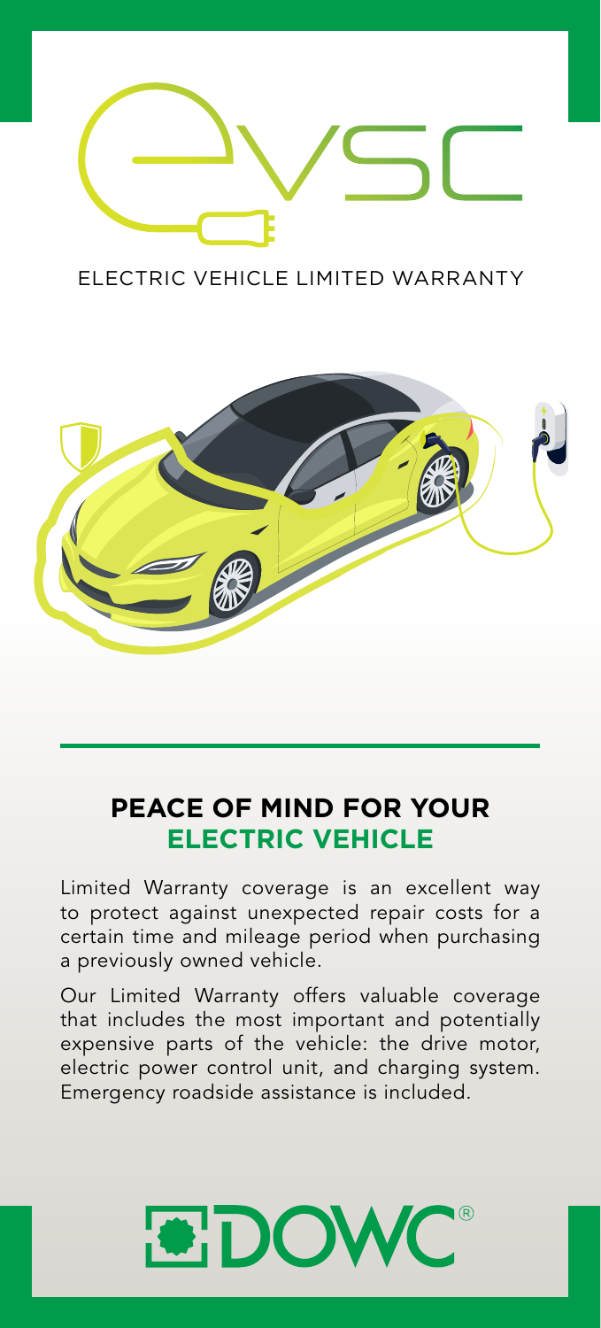# evsc

ELECTRIC VEHICLE LIMITED WARRANTY

## PEACE OF MIND FOR YOUR ELECTRIC VEHICLE

Limited Warranty coverage is an excellent way to protect against unexpected repair costs for a certain time and mileage period when purchasing a previously owned vehicle.

Our Limited Warranty offers valuable coverage that includes the most important and potentially expensive parts of the vehicle: the drive motor, electric power control unit, and charging system. Emergency roadside assistance is included.

DOWC®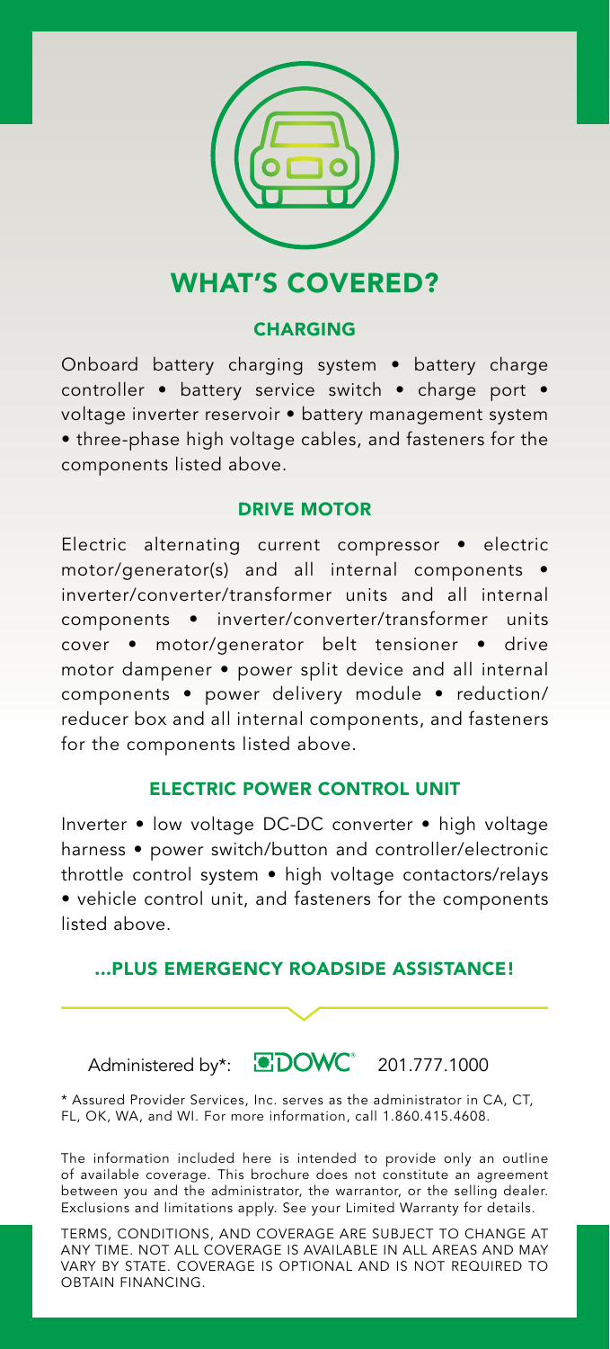## WHAT'S COVERED?

### CHARGING

Onboard battery charging system • battery charge controller • battery service switch • charge port • voltage inverter reservoir • battery management system • three-phase high voltage cables, and fasteners for the components listed above.

### DRIVE MOTOR

Electric alternating current compressor • electric motor/generator(s) and all internal components • inverter/converter/transformer units and all internal components • inverter/converter/transformer units cover • motor/generator belt tensioner • drive motor dampener • power split device and all internal components • power delivery module • reduction/ reducer box and all internal components, and fasteners for the components listed above.

### ELECTRIC POWER CONTROL UNIT

Inverter • low voltage DC-DC converter • high voltage harness • power switch/button and controller/electronic throttle control system • high voltage contactors/relays • vehicle control unit, and fasteners for the components listed above.

### ...PLUS EMERGENCY ROADSIDE ASSISTANCE!

Administered by*: DOWC® 201.777.1000

* Assured Provider Services, Inc. serves as the administrator in CA, CT, FL, OK, WA, and WI. For more information, call 1.860.415.4608.

The information included here is intended to provide only an outline of available coverage. This brochure does not constitute an agreement between you and the administrator, the warrantor, or the selling dealer. Exclusions and limitations apply. See your Limited Warranty for details.

TERMS, CONDITIONS, AND COVERAGE ARE SUBJECT TO CHANGE AT ANY TIME. NOT ALL COVERAGE IS AVAILABLE IN ALL AREAS AND MAY VARY BY STATE. COVERAGE IS OPTIONAL AND IS NOT REQUIRED TO OBTAIN FINANCING.